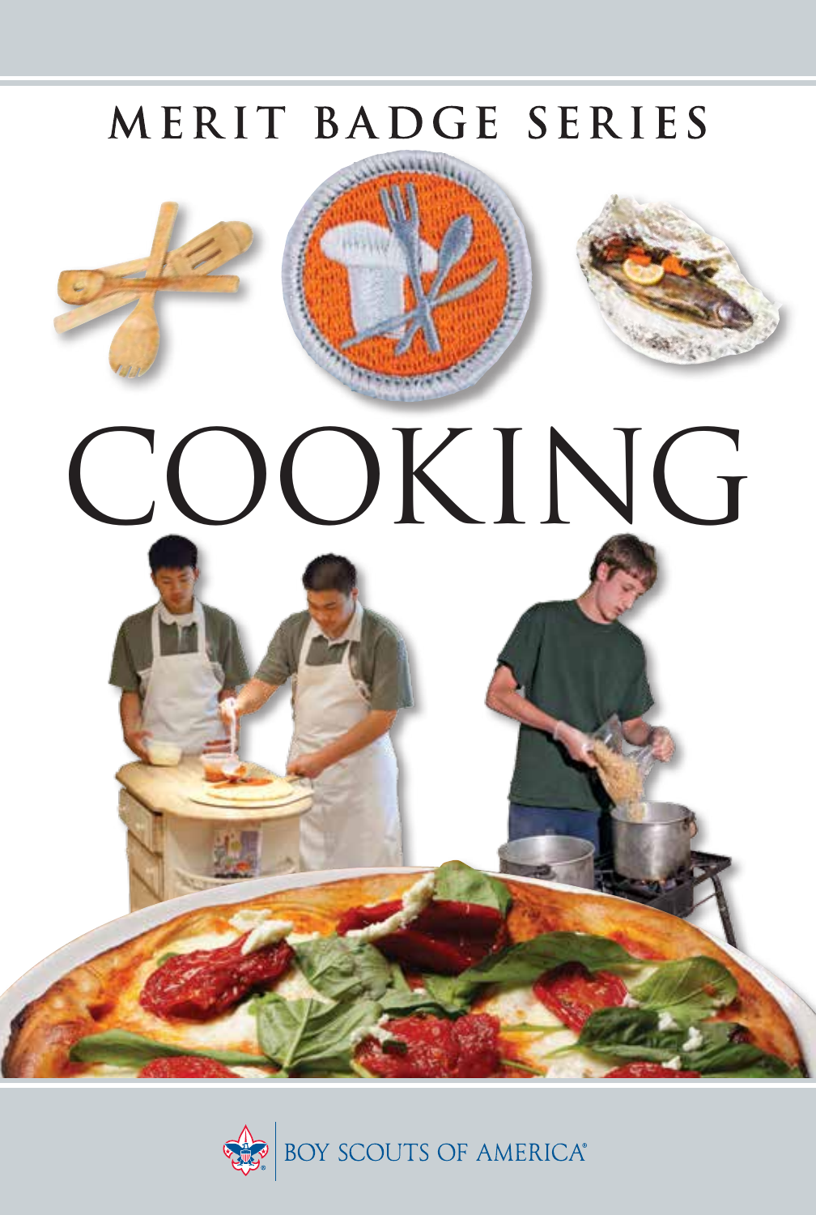MERIT BADGE SERIES

# COOKING

BOY SCOUTS OF AMERICA®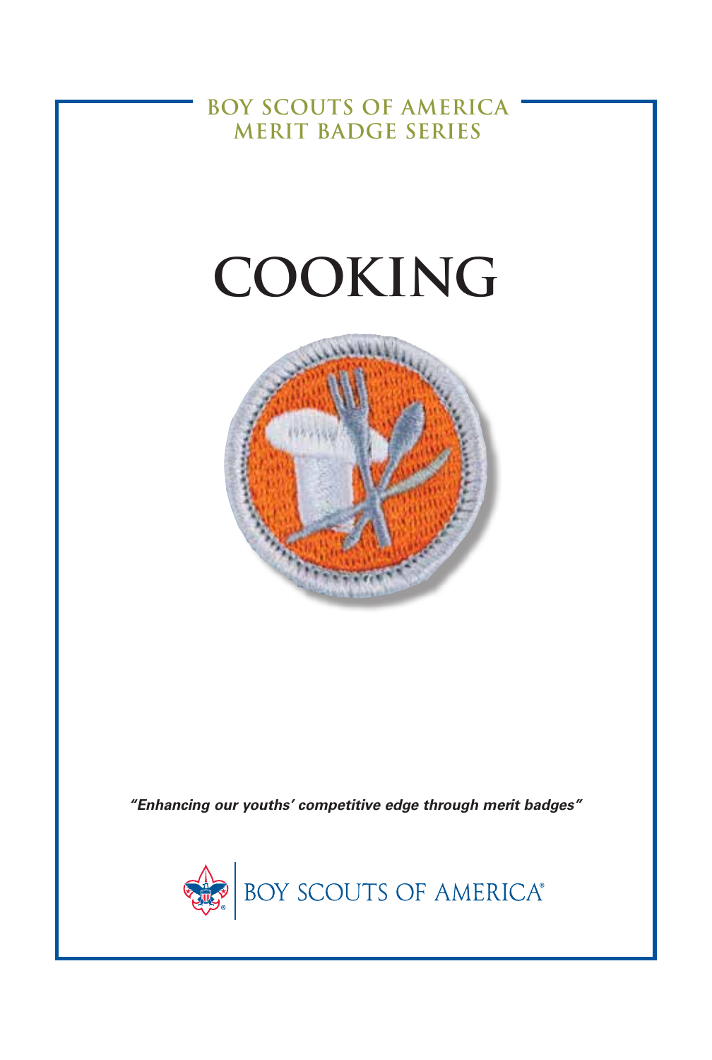BOY SCOUTS OF AMERICA
MERIT BADGE SERIES

# COOKING

*"Enhancing our youths' competitive edge through merit badges"*

BOY SCOUTS OF AMERICA®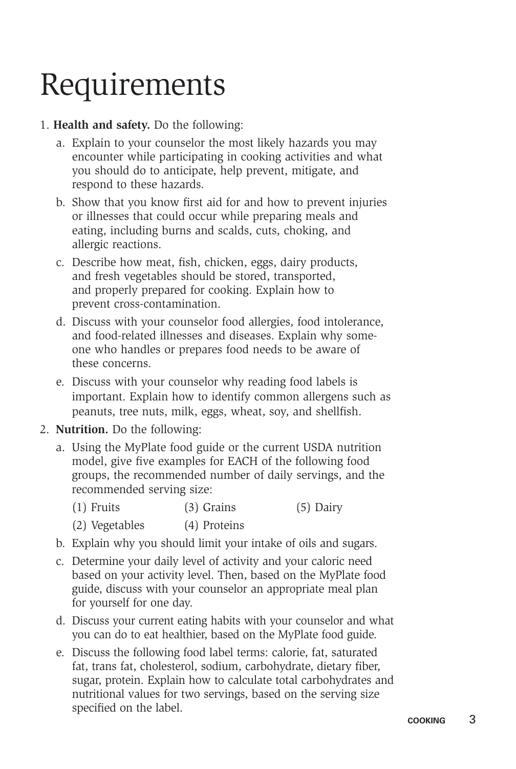# Requirements

1. **Health and safety.** Do the following:
   a. Explain to your counselor the most likely hazards you may encounter while participating in cooking activities and what you should do to anticipate, help prevent, mitigate, and respond to these hazards.
   b. Show that you know first aid for and how to prevent injuries or illnesses that could occur while preparing meals and eating, including burns and scalds, cuts, choking, and allergic reactions.
   c. Describe how meat, fish, chicken, eggs, dairy products, and fresh vegetables should be stored, transported, and properly prepared for cooking. Explain how to prevent cross-contamination.
   d. Discuss with your counselor food allergies, food intolerance, and food-related illnesses and diseases. Explain why someone who handles or prepares food needs to be aware of these concerns.
   e. Discuss with your counselor why reading food labels is important. Explain how to identify common allergens such as peanuts, tree nuts, milk, eggs, wheat, soy, and shellfish.
2. **Nutrition.** Do the following:
   a. Using the MyPlate food guide or the current USDA nutrition model, give five examples for EACH of the following food groups, the recommended number of daily servings, and the recommended serving size:
      (1) Fruits
      (2) Vegetables
      (3) Grains
      (4) Proteins
      (5) Dairy
   b. Explain why you should limit your intake of oils and sugars.
   c. Determine your daily level of activity and your caloric need based on your activity level. Then, based on the MyPlate food guide, discuss with your counselor an appropriate meal plan for yourself for one day.
   d. Discuss your current eating habits with your counselor and what you can do to eat healthier, based on the MyPlate food guide.
   e. Discuss the following food label terms: calorie, fat, saturated fat, trans fat, cholesterol, sodium, carbohydrate, dietary fiber, sugar, protein. Explain how to calculate total carbohydrates and nutritional values for two servings, based on the serving size specified on the label.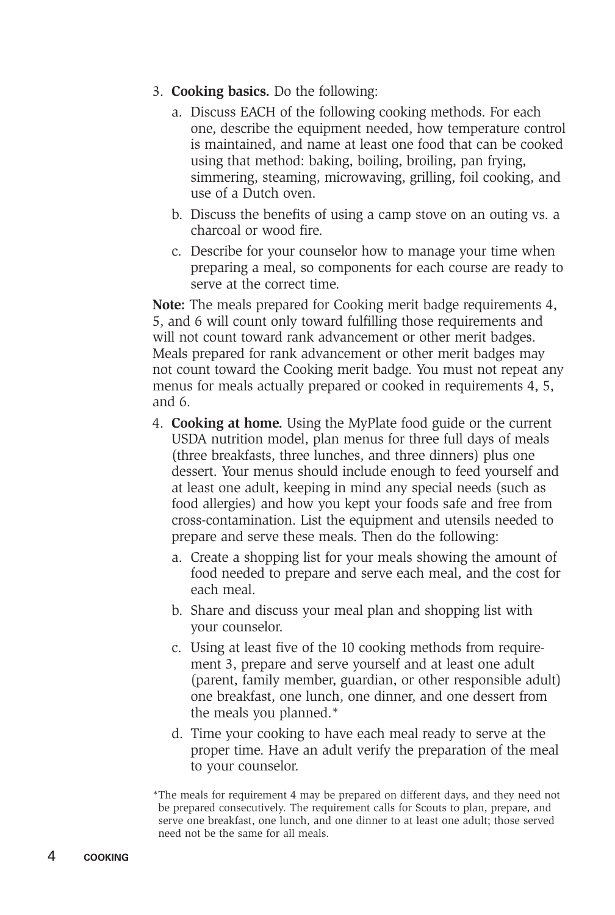3. **Cooking basics.** Do the following:
   a. Discuss EACH of the following cooking methods. For each one, describe the equipment needed, how temperature control is maintained, and name at least one food that can be cooked using that method: baking, boiling, broiling, pan frying, simmering, steaming, microwaving, grilling, foil cooking, and use of a Dutch oven.
   b. Discuss the benefits of using a camp stove on an outing vs. a charcoal or wood fire.
   c. Describe for your counselor how to manage your time when preparing a meal, so components for each course are ready to serve at the correct time.

**Note:** The meals prepared for Cooking merit badge requirements 4, 5, and 6 will count only toward fulfilling those requirements and will not count toward rank advancement or other merit badges. Meals prepared for rank advancement or other merit badges may not count toward the Cooking merit badge. You must not repeat any menus for meals actually prepared or cooked in requirements 4, 5, and 6.

4. **Cooking at home.** Using the MyPlate food guide or the current USDA nutrition model, plan menus for three full days of meals (three breakfasts, three lunches, and three dinners) plus one dessert. Your menus should include enough to feed yourself and at least one adult, keeping in mind any special needs (such as food allergies) and how you kept your foods safe and free from cross-contamination. List the equipment and utensils needed to prepare and serve these meals. Then do the following:
   a. Create a shopping list for your meals showing the amount of food needed to prepare and serve each meal, and the cost for each meal.
   b. Share and discuss your meal plan and shopping list with your counselor.
   c. Using at least five of the 10 cooking methods from requirement 3, prepare and serve yourself and at least one adult (parent, family member, guardian, or other responsible adult) one breakfast, one lunch, one dinner, and one dessert from the meals you planned.*
   d. Time your cooking to have each meal ready to serve at the proper time. Have an adult verify the preparation of the meal to your counselor.

*The meals for requirement 4 may be prepared on different days, and they need not be prepared consecutively. The requirement calls for Scouts to plan, prepare, and serve one breakfast, one lunch, and one dinner to at least one adult; those served need not be the same for all meals.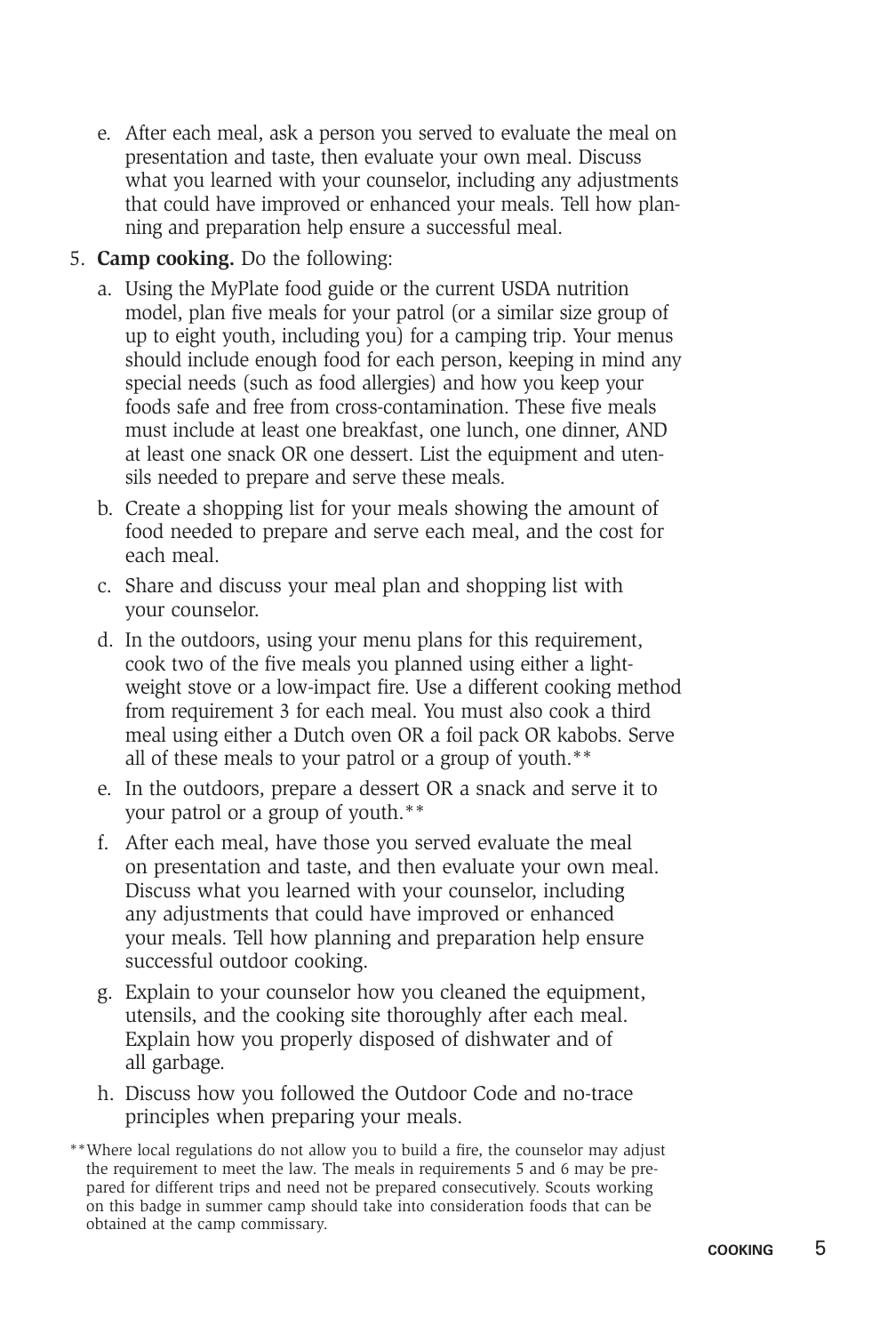e. After each meal, ask a person you served to evaluate the meal on presentation and taste, then evaluate your own meal. Discuss what you learned with your counselor, including any adjustments that could have improved or enhanced your meals. Tell how planning and preparation help ensure a successful meal.

5. **Camp cooking.** Do the following:

   a. Using the MyPlate food guide or the current USDA nutrition model, plan five meals for your patrol (or a similar size group of up to eight youth, including you) for a camping trip. Your menus should include enough food for each person, keeping in mind any special needs (such as food allergies) and how you keep your foods safe and free from cross-contamination. These five meals must include at least one breakfast, one lunch, one dinner, AND at least one snack OR one dessert. List the equipment and utensils needed to prepare and serve these meals.

   b. Create a shopping list for your meals showing the amount of food needed to prepare and serve each meal, and the cost for each meal.

   c. Share and discuss your meal plan and shopping list with your counselor.

   d. In the outdoors, using your menu plans for this requirement, cook two of the five meals you planned using either a lightweight stove or a low-impact fire. Use a different cooking method from requirement 3 for each meal. You must also cook a third meal using either a Dutch oven OR a foil pack OR kabobs. Serve all of these meals to your patrol or a group of youth.**

   e. In the outdoors, prepare a dessert OR a snack and serve it to your patrol or a group of youth.**

   f. After each meal, have those you served evaluate the meal on presentation and taste, and then evaluate your own meal. Discuss what you learned with your counselor, including any adjustments that could have improved or enhanced your meals. Tell how planning and preparation help ensure successful outdoor cooking.

   g. Explain to your counselor how you cleaned the equipment, utensils, and the cooking site thoroughly after each meal. Explain how you properly disposed of dishwater and of all garbage.

   h. Discuss how you followed the Outdoor Code and no-trace principles when preparing your meals.

**Where local regulations do not allow you to build a fire, the counselor may adjust the requirement to meet the law. The meals in requirements 5 and 6 may be prepared for different trips and need not be prepared consecutively. Scouts working on this badge in summer camp should take into consideration foods that can be obtained at the camp commissary.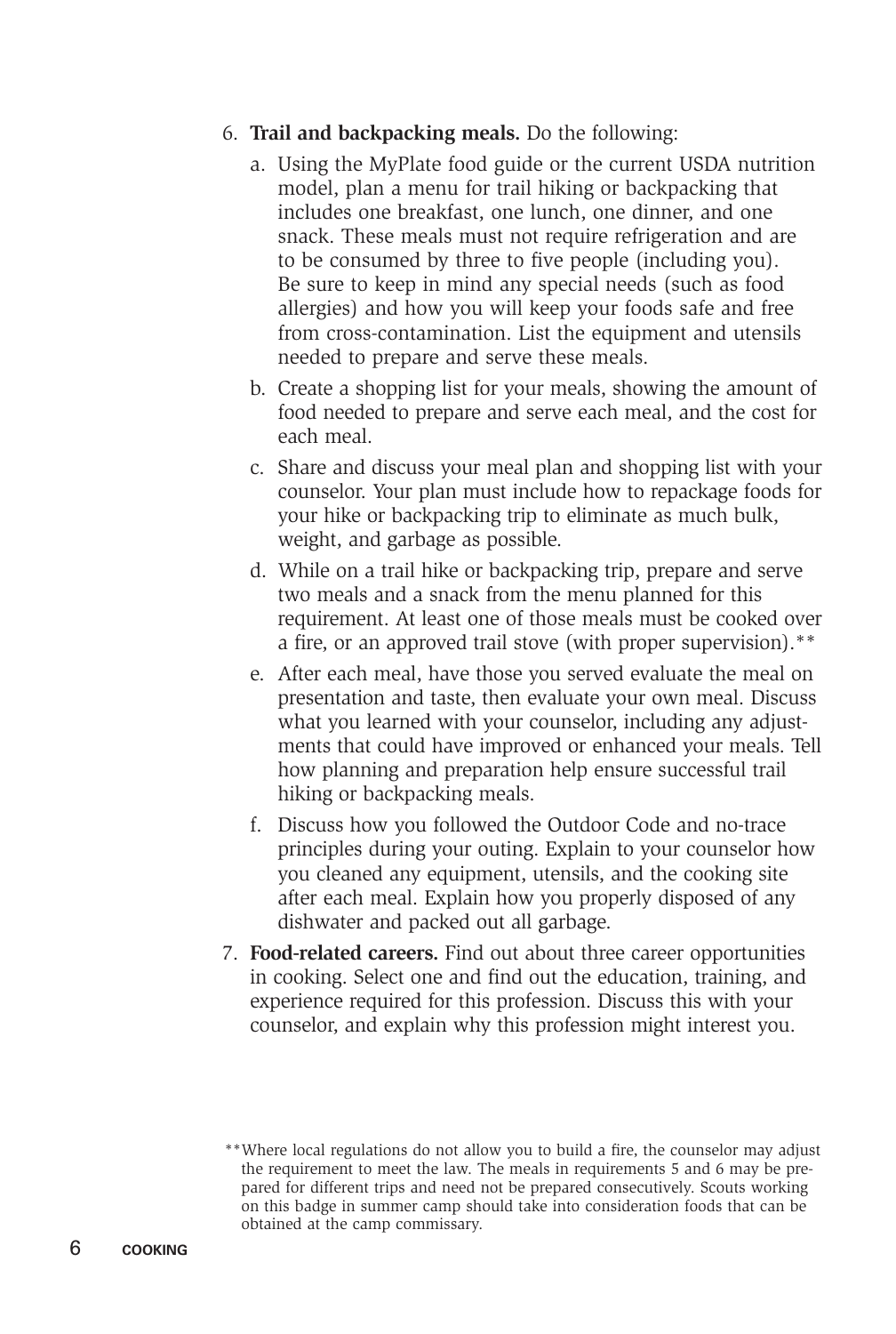6. **Trail and backpacking meals.** Do the following:

   a. Using the MyPlate food guide or the current USDA nutrition model, plan a menu for trail hiking or backpacking that includes one breakfast, one lunch, one dinner, and one snack. These meals must not require refrigeration and are to be consumed by three to five people (including you). Be sure to keep in mind any special needs (such as food allergies) and how you will keep your foods safe and free from cross-contamination. List the equipment and utensils needed to prepare and serve these meals.

   b. Create a shopping list for your meals, showing the amount of food needed to prepare and serve each meal, and the cost for each meal.

   c. Share and discuss your meal plan and shopping list with your counselor. Your plan must include how to repackage foods for your hike or backpacking trip to eliminate as much bulk, weight, and garbage as possible.

   d. While on a trail hike or backpacking trip, prepare and serve two meals and a snack from the menu planned for this requirement. At least one of those meals must be cooked over a fire, or an approved trail stove (with proper supervision).**

   e. After each meal, have those you served evaluate the meal on presentation and taste, then evaluate your own meal. Discuss what you learned with your counselor, including any adjustments that could have improved or enhanced your meals. Tell how planning and preparation help ensure successful trail hiking or backpacking meals.

   f. Discuss how you followed the Outdoor Code and no-trace principles during your outing. Explain to your counselor how you cleaned any equipment, utensils, and the cooking site after each meal. Explain how you properly disposed of any dishwater and packed out all garbage.

7. **Food-related careers.** Find out about three career opportunities in cooking. Select one and find out the education, training, and experience required for this profession. Discuss this with your counselor, and explain why this profession might interest you.

**Where local regulations do not allow you to build a fire, the counselor may adjust the requirement to meet the law. The meals in requirements 5 and 6 may be prepared for different trips and need not be prepared consecutively. Scouts working on this badge in summer camp should take into consideration foods that can be obtained at the camp commissary.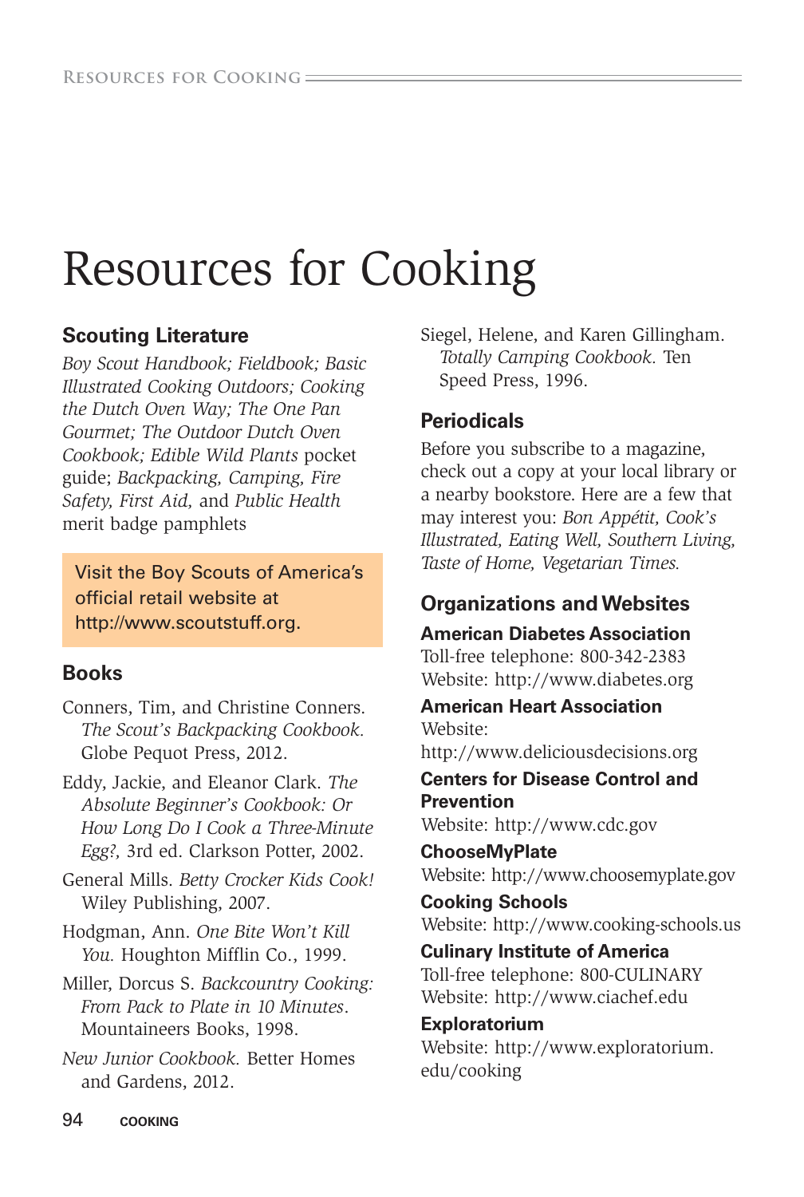# Resources for Cooking

## Scouting Literature

*Boy Scout Handbook; Fieldbook; Basic Illustrated Cooking Outdoors; Cooking the Dutch Oven Way; The One Pan Gourmet; The Outdoor Dutch Oven Cookbook; Edible Wild Plants* pocket guide; *Backpacking, Camping, Fire Safety, First Aid,* and *Public Health* merit badge pamphlets

Visit the Boy Scouts of America's official retail website at http://www.scoutstuff.org.

## Books

Conners, Tim, and Christine Conners. *The Scout's Backpacking Cookbook.* Globe Pequot Press, 2012.

Eddy, Jackie, and Eleanor Clark. *The Absolute Beginner's Cookbook: Or How Long Do I Cook a Three-Minute Egg?,* 3rd ed. Clarkson Potter, 2002.

General Mills. *Betty Crocker Kids Cook!* Wiley Publishing, 2007.

Hodgman, Ann. *One Bite Won't Kill You.* Houghton Mifflin Co., 1999.

Miller, Dorcus S. *Backcountry Cooking: From Pack to Plate in 10 Minutes*. Mountaineers Books, 1998.

*New Junior Cookbook.* Better Homes and Gardens, 2012.

Siegel, Helene, and Karen Gillingham. *Totally Camping Cookbook.* Ten Speed Press, 1996.

## Periodicals

Before you subscribe to a magazine, check out a copy at your local library or a nearby bookstore. Here are a few that may interest you: *Bon Appétit, Cook's Illustrated, Eating Well, Southern Living, Taste of Home, Vegetarian Times.*

## Organizations and Websites

**American Diabetes Association**
Toll-free telephone: 800-342-2383
Website: http://www.diabetes.org

**American Heart Association**
Website:
http://www.deliciousdecisions.org

**Centers for Disease Control and Prevention**
Website: http://www.cdc.gov

**ChooseMyPlate**
Website: http://www.choosemyplate.gov

**Cooking Schools**
Website: http://www.cooking-schools.us

**Culinary Institute of America**
Toll-free telephone: 800-CULINARY
Website: http://www.ciachef.edu

**Exploratorium**
Website: http://www.exploratorium.edu/cooking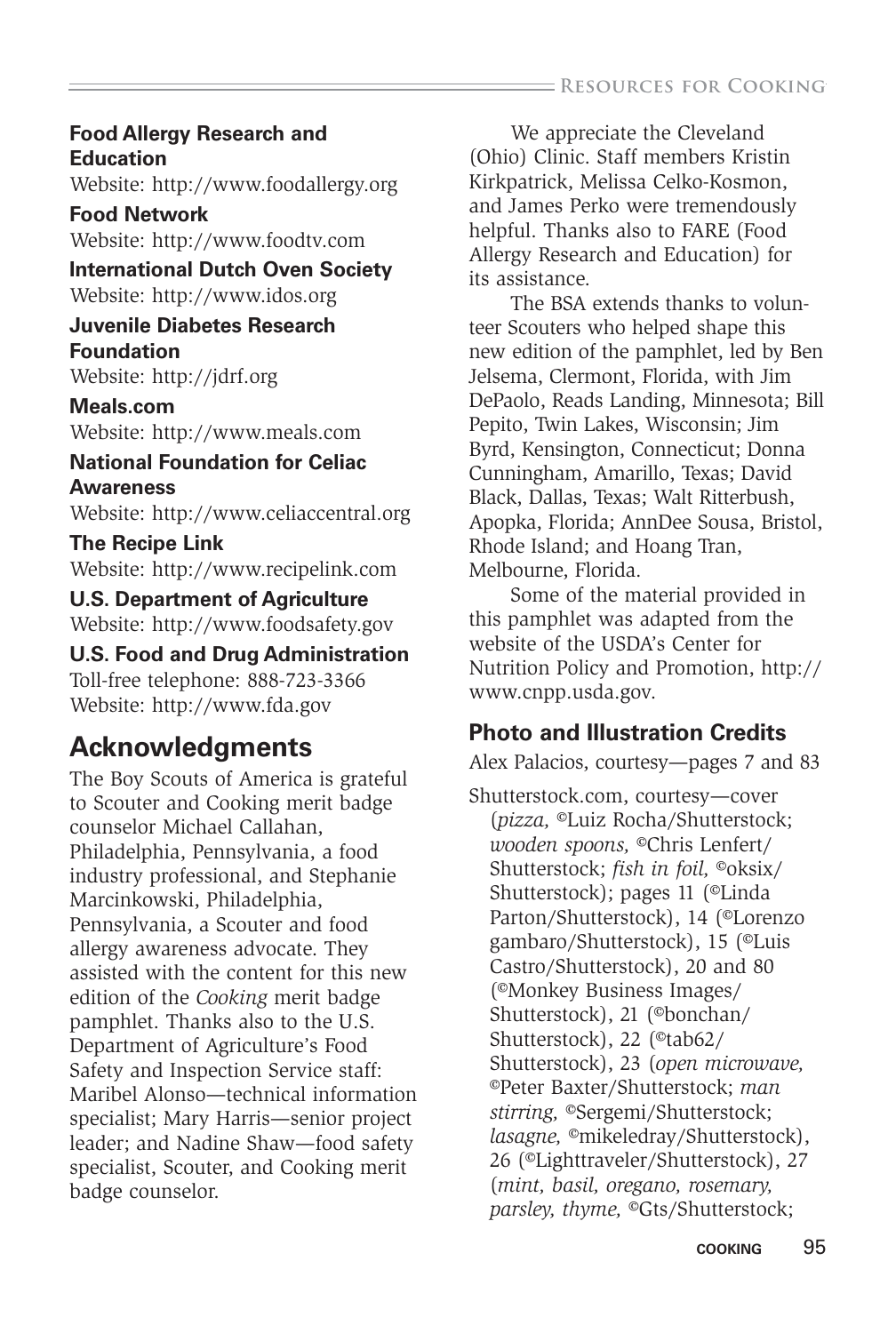**Food Allergy Research and Education**
Website: http://www.foodallergy.org

**Food Network**
Website: http://www.foodtv.com

**International Dutch Oven Society**
Website: http://www.idos.org

**Juvenile Diabetes Research Foundation**
Website: http://jdrf.org

**Meals.com**
Website: http://www.meals.com

**National Foundation for Celiac Awareness**
Website: http://www.celiaccentral.org

**The Recipe Link**
Website: http://www.recipelink.com

**U.S. Department of Agriculture**
Website: http://www.foodsafety.gov

**U.S. Food and Drug Administration**
Toll-free telephone: 888-723-3366
Website: http://www.fda.gov

## Acknowledgments

The Boy Scouts of America is grateful to Scouter and Cooking merit badge counselor Michael Callahan, Philadelphia, Pennsylvania, a food industry professional, and Stephanie Marcinkowski, Philadelphia, Pennsylvania, a Scouter and food allergy awareness advocate. They assisted with the content for this new edition of the *Cooking* merit badge pamphlet. Thanks also to the U.S. Department of Agriculture's Food Safety and Inspection Service staff: Maribel Alonso—technical information specialist; Mary Harris—senior project leader; and Nadine Shaw—food safety specialist, Scouter, and Cooking merit badge counselor.

We appreciate the Cleveland (Ohio) Clinic. Staff members Kristin Kirkpatrick, Melissa Celko-Kosmon, and James Perko were tremendously helpful. Thanks also to FARE (Food Allergy Research and Education) for its assistance.

The BSA extends thanks to volunteer Scouters who helped shape this new edition of the pamphlet, led by Ben Jelsema, Clermont, Florida, with Jim DePaolo, Reads Landing, Minnesota; Bill Pepito, Twin Lakes, Wisconsin; Jim Byrd, Kensington, Connecticut; Donna Cunningham, Amarillo, Texas; David Black, Dallas, Texas; Walt Ritterbush, Apopka, Florida; AnnDee Sousa, Bristol, Rhode Island; and Hoang Tran, Melbourne, Florida.

Some of the material provided in this pamphlet was adapted from the website of the USDA's Center for Nutrition Policy and Promotion, http://www.cnpp.usda.gov.

### Photo and Illustration Credits

Alex Palacios, courtesy—pages 7 and 83

Shutterstock.com, courtesy—cover (*pizza,* ©Luiz Rocha/Shutterstock; *wooden spoons,* ©Chris Lenfert/Shutterstock; *fish in foil,* ©oksix/Shutterstock); pages 11 (©Linda Parton/Shutterstock), 14 (©Lorenzo gambaro/Shutterstock), 15 (©Luis Castro/Shutterstock), 20 and 80 (©Monkey Business Images/Shutterstock), 21 (©bonchan/Shutterstock), 22 (©tab62/Shutterstock), 23 (*open microwave,* ©Peter Baxter/Shutterstock; *man stirring,* ©Sergemi/Shutterstock; *lasagne,* ©mikeledray/Shutterstock), 26 (©Lighttraveler/Shutterstock), 27 (*mint, basil, oregano, rosemary, parsley, thyme,* ©Gts/Shutterstock;